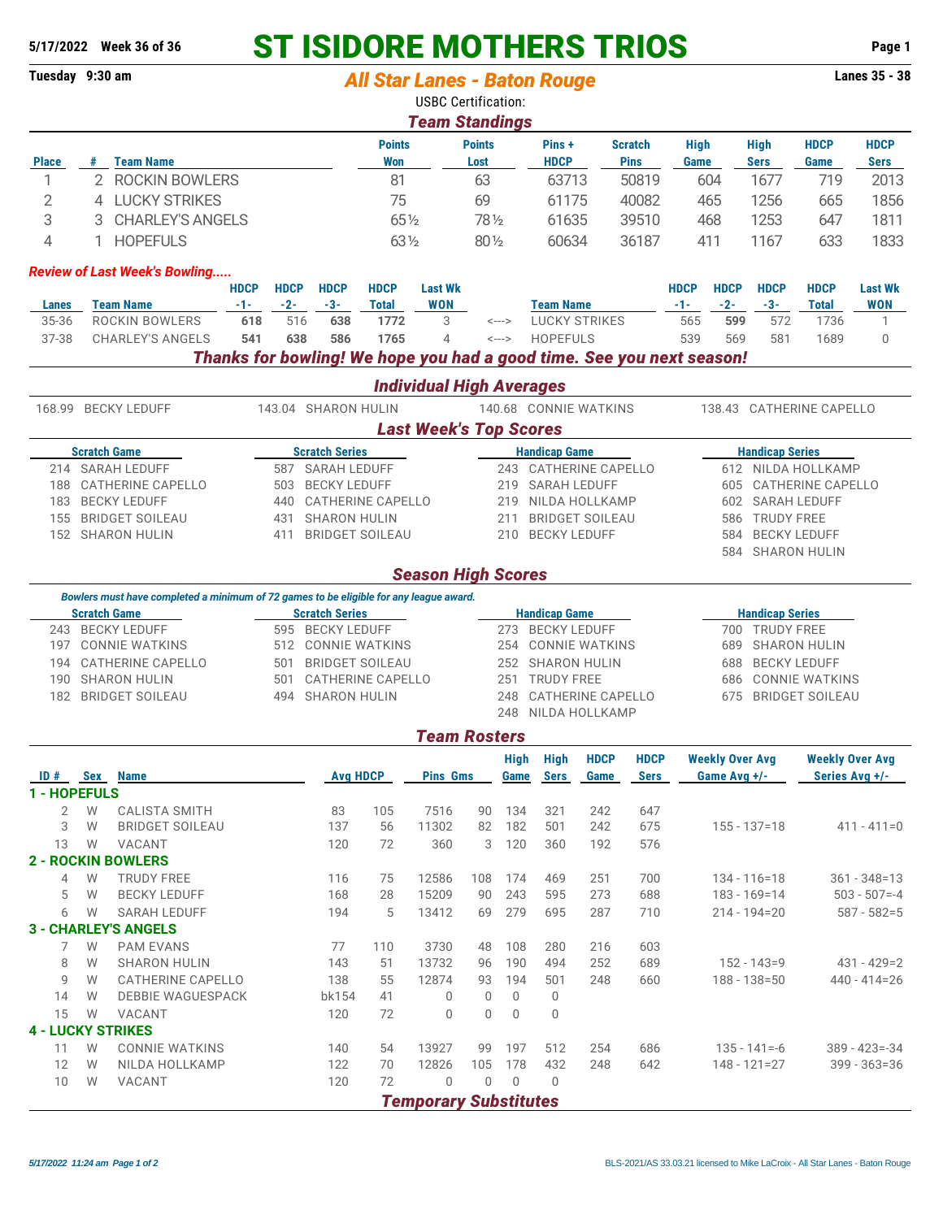**5/17/2022 Week 36 of 36**

# ST ISIDORE MOTHERS TRIOS

**Tuesday 9:30 am** — *All Star Lanes - Baton Rouge* — **Lanes 35 - 38**

USBC Certification:

## *Team Standings*

| Place | # | Team Name | Points Won | Points Lost | Pins + HDCP | Scratch Pins | High Game | High Sers | HDCP Game | HDCP Sers |
|---|---|---|---|---|---|---|---|---|---|---|
| 1 | 2 | ROCKIN BOWLERS | 81 | 63 | 63713 | 50819 | 604 | 1677 | 719 | 2013 |
| 2 | 4 | LUCKY STRIKES | 75 | 69 | 61175 | 40082 | 465 | 1256 | 665 | 1856 |
| 3 | 3 | CHARLEY'S ANGELS | 65½ | 78½ | 61635 | 39510 | 468 | 1253 | 647 | 1811 |
| 4 | 1 | HOPEFULS | 63½ | 80½ | 60634 | 36187 | 411 | 1167 | 633 | 1833 |

***Review of Last Week's Bowling.....***

| Lanes | Team Name | HDCP -1- | HDCP -2- | HDCP -3- | HDCP Total | Last Wk WON | | Team Name | HDCP -1- | HDCP -2- | HDCP -3- | HDCP Total | Last Wk WON |
|---|---|---|---|---|---|---|---|---|---|---|---|---|---|
| 35-36 | ROCKIN BOWLERS | **618** | 516 | **638** | **1772** | 3 | <---> | LUCKY STRIKES | 565 | **599** | 572 | 1736 | 1 |
| 37-38 | CHARLEY'S ANGELS | **541** | **638** | **586** | **1765** | 4 | <---> | HOPEFULS | 539 | 569 | 581 | 1689 | 0 |

***Thanks for bowling! We hope you had a good time. See you next season!***

## *Individual High Averages*

168.99 BECKY LEDUFF | 143.04 SHARON HULIN | 140.68 CONNIE WATKINS | 138.43 CATHERINE CAPELLO

## *Last Week's Top Scores*

| Scratch Game | Scratch Series | Handicap Game | Handicap Series |
|---|---|---|---|
| 214 SARAH LEDUFF | 587 SARAH LEDUFF | 243 CATHERINE CAPELLO | 612 NILDA HOLLKAMP |
| 188 CATHERINE CAPELLO | 503 BECKY LEDUFF | 219 SARAH LEDUFF | 605 CATHERINE CAPELLO |
| 183 BECKY LEDUFF | 440 CATHERINE CAPELLO | 219 NILDA HOLLKAMP | 602 SARAH LEDUFF |
| 155 BRIDGET SOILEAU | 431 SHARON HULIN | 211 BRIDGET SOILEAU | 586 TRUDY FREE |
| 152 SHARON HULIN | 411 BRIDGET SOILEAU | 210 BECKY LEDUFF | 584 BECKY LEDUFF |
| | | | 584 SHARON HULIN |

## *Season High Scores*

*Bowlers must have completed a minimum of 72 games to be eligible for any league award.*

| Scratch Game | Scratch Series | Handicap Game | Handicap Series |
|---|---|---|---|
| 243 BECKY LEDUFF | 595 BECKY LEDUFF | 273 BECKY LEDUFF | 700 TRUDY FREE |
| 197 CONNIE WATKINS | 512 CONNIE WATKINS | 254 CONNIE WATKINS | 689 SHARON HULIN |
| 194 CATHERINE CAPELLO | 501 BRIDGET SOILEAU | 252 SHARON HULIN | 688 BECKY LEDUFF |
| 190 SHARON HULIN | 501 CATHERINE CAPELLO | 251 TRUDY FREE | 686 CONNIE WATKINS |
| 182 BRIDGET SOILEAU | 494 SHARON HULIN | 248 CATHERINE CAPELLO | 675 BRIDGET SOILEAU |
| | | 248 NILDA HOLLKAMP | |

## *Team Rosters*

| ID # | Sex | Name | Avg | HDCP | Pins | Gms | High Game | High Sers | HDCP Game | HDCP Sers | Weekly Over Avg Game Avg +/- | Weekly Over Avg Series Avg +/- |
|---|---|---|---|---|---|---|---|---|---|---|---|---|
| **1 - HOPEFULS** | | | | | | | | | | | | |
| 2 | W | CALISTA SMITH | 83 | 105 | 7516 | 90 | 134 | 321 | 242 | 647 | | |
| 3 | W | BRIDGET SOILEAU | 137 | 56 | 11302 | 82 | 182 | 501 | 242 | 675 | 155 - 137=18 | 411 - 411=0 |
| 13 | W | VACANT | 120 | 72 | 360 | 3 | 120 | 360 | 192 | 576 | | |
| **2 - ROCKIN BOWLERS** | | | | | | | | | | | | |
| 4 | W | TRUDY FREE | 116 | 75 | 12586 | 108 | 174 | 469 | 251 | 700 | 134 - 116=18 | 361 - 348=13 |
| 5 | W | BECKY LEDUFF | 168 | 28 | 15209 | 90 | 243 | 595 | 273 | 688 | 183 - 169=14 | 503 - 507=-4 |
| 6 | W | SARAH LEDUFF | 194 | 5 | 13412 | 69 | 279 | 695 | 287 | 710 | 214 - 194=20 | 587 - 582=5 |
| **3 - CHARLEY'S ANGELS** | | | | | | | | | | | | |
| 7 | W | PAM EVANS | 77 | 110 | 3730 | 48 | 108 | 280 | 216 | 603 | | |
| 8 | W | SHARON HULIN | 143 | 51 | 13732 | 96 | 190 | 494 | 252 | 689 | 152 - 143=9 | 431 - 429=2 |
| 9 | W | CATHERINE CAPELLO | 138 | 55 | 12874 | 93 | 194 | 501 | 248 | 660 | 188 - 138=50 | 440 - 414=26 |
| 14 | W | DEBBIE WAGUESPACK | bk154 | 41 | 0 | 0 | 0 | 0 | | | | |
| 15 | W | VACANT | 120 | 72 | 0 | 0 | 0 | 0 | | | | |
| **4 - LUCKY STRIKES** | | | | | | | | | | | | |
| 11 | W | CONNIE WATKINS | 140 | 54 | 13927 | 99 | 197 | 512 | 254 | 686 | 135 - 141=-6 | 389 - 423=-34 |
| 12 | W | NILDA HOLLKAMP | 122 | 70 | 12826 | 105 | 178 | 432 | 248 | 642 | 148 - 121=27 | 399 - 363=36 |
| 10 | W | VACANT | 120 | 72 | 0 | 0 | 0 | 0 | | | | |

## *Temporary Substitutes*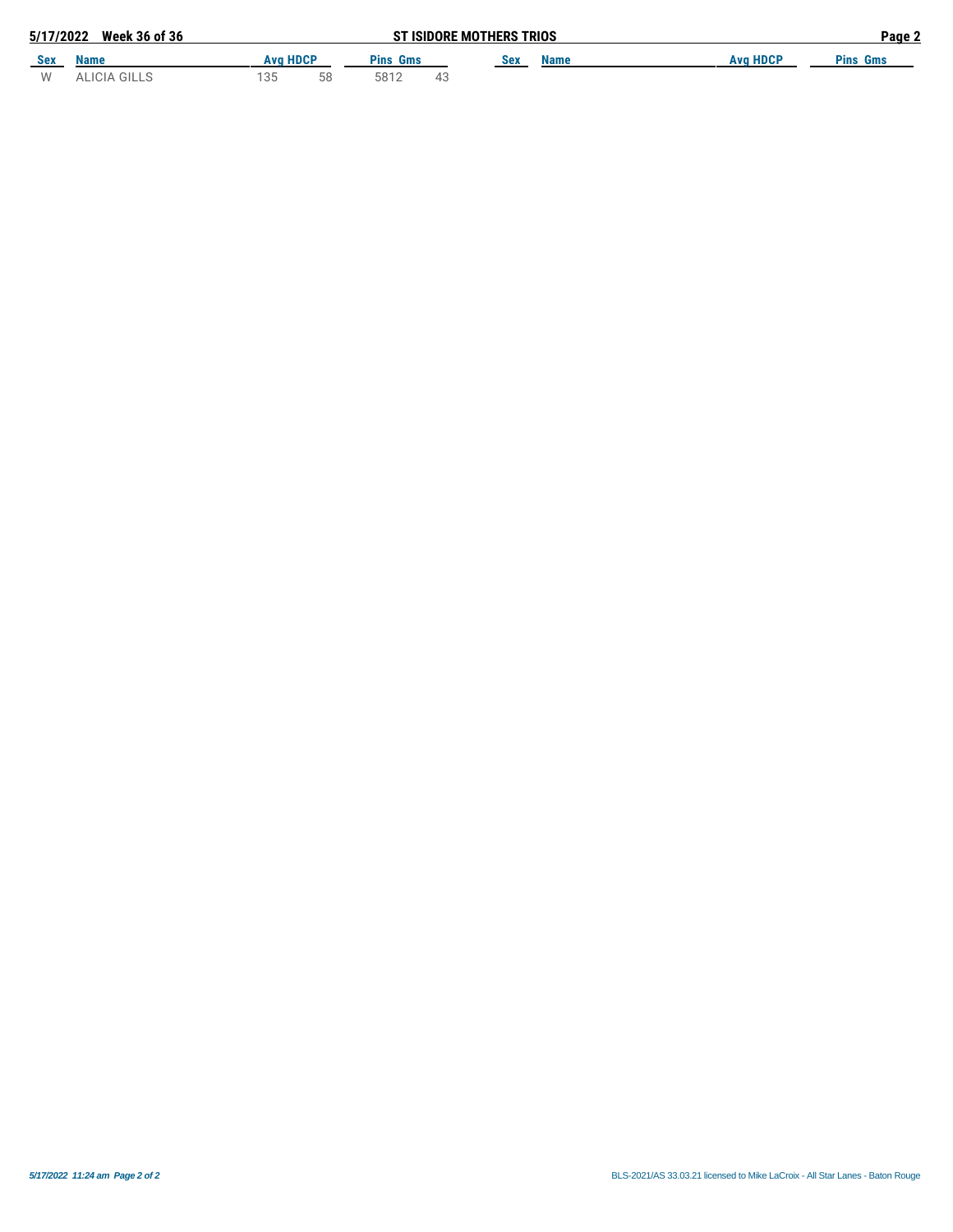| Sex | Name | Avg | HDCP | Pins | Gms | Sex | Name | Avg | HDCP | Pins | Gms |
|---|---|---|---|---|---|---|---|---|---|---|---|
| W | ALICIA GILLS | 135 | 58 | 5812 | 43 | | | | | | |